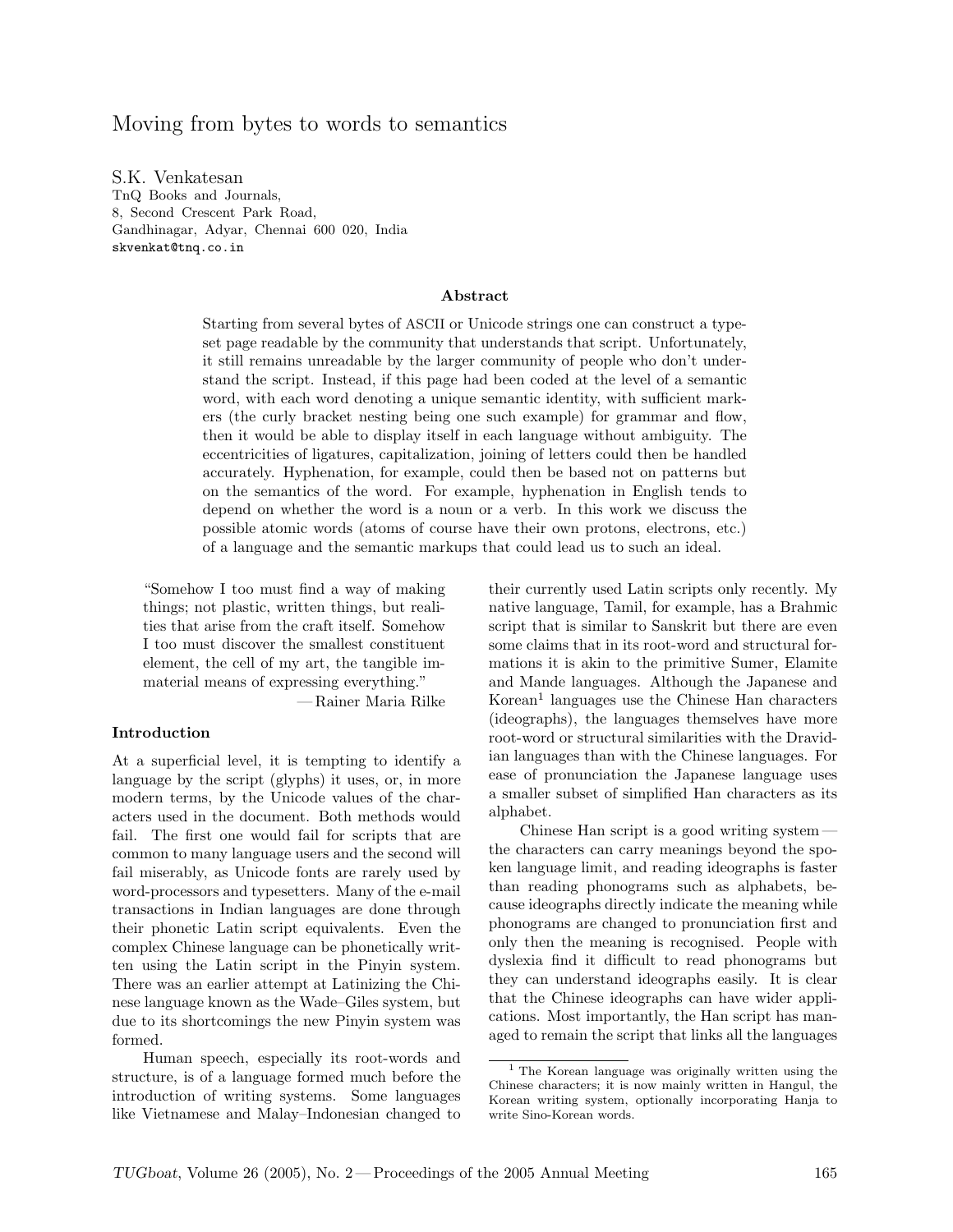# Moving from bytes to words to semantics

S.K. Venkatesan
TnQ Books and Journals,
8, Second Crescent Park Road,
Gandhinagar, Adyar, Chennai 600 020, India
skvenkat@tnq.co.in

### Abstract

Starting from several bytes of ASCII or Unicode strings one can construct a typeset page readable by the community that understands that script. Unfortunately, it still remains unreadable by the larger community of people who don't understand the script. Instead, if this page had been coded at the level of a semantic word, with each word denoting a unique semantic identity, with sufficient markers (the curly bracket nesting being one such example) for grammar and flow, then it would be able to display itself in each language without ambiguity. The eccentricities of ligatures, capitalization, joining of letters could then be handled accurately. Hyphenation, for example, could then be based not on patterns but on the semantics of the word. For example, hyphenation in English tends to depend on whether the word is a noun or a verb. In this work we discuss the possible atomic words (atoms of course have their own protons, electrons, etc.) of a language and the semantic markups that could lead us to such an ideal.

> "Somehow I too must find a way of making things; not plastic, written things, but realities that arise from the craft itself. Somehow I too must discover the smallest constituent element, the cell of my art, the tangible immaterial means of expressing everything."
>
> — Rainer Maria Rilke

### Introduction

At a superficial level, it is tempting to identify a language by the script (glyphs) it uses, or, in more modern terms, by the Unicode values of the characters used in the document. Both methods would fail. The first one would fail for scripts that are common to many language users and the second will fail miserably, as Unicode fonts are rarely used by word-processors and typesetters. Many of the e-mail transactions in Indian languages are done through their phonetic Latin script equivalents. Even the complex Chinese language can be phonetically written using the Latin script in the Pinyin system. There was an earlier attempt at Latinizing the Chinese language known as the Wade–Giles system, but due to its shortcomings the new Pinyin system was formed.

Human speech, especially its root-words and structure, is of a language formed much before the introduction of writing systems. Some languages like Vietnamese and Malay–Indonesian changed to their currently used Latin scripts only recently. My native language, Tamil, for example, has a Brahmic script that is similar to Sanskrit but there are even some claims that in its root-word and structural formations it is akin to the primitive Sumer, Elamite and Mande languages. Although the Japanese and Korean[1] languages use the Chinese Han characters (ideographs), the languages themselves have more root-word or structural similarities with the Dravidian languages than with the Chinese languages. For ease of pronunciation the Japanese language uses a smaller subset of simplified Han characters as its alphabet.

Chinese Han script is a good writing system — the characters can carry meanings beyond the spoken language limit, and reading ideographs is faster than reading phonograms such as alphabets, because ideographs directly indicate the meaning while phonograms are changed to pronunciation first and only then the meaning is recognised. People with dyslexia find it difficult to read phonograms but they can understand ideographs easily. It is clear that the Chinese ideographs can have wider applications. Most importantly, the Han script has managed to remain the script that links all the languages

[1] The Korean language was originally written using the Chinese characters; it is now mainly written in Hangul, the Korean writing system, optionally incorporating Hanja to write Sino-Korean words.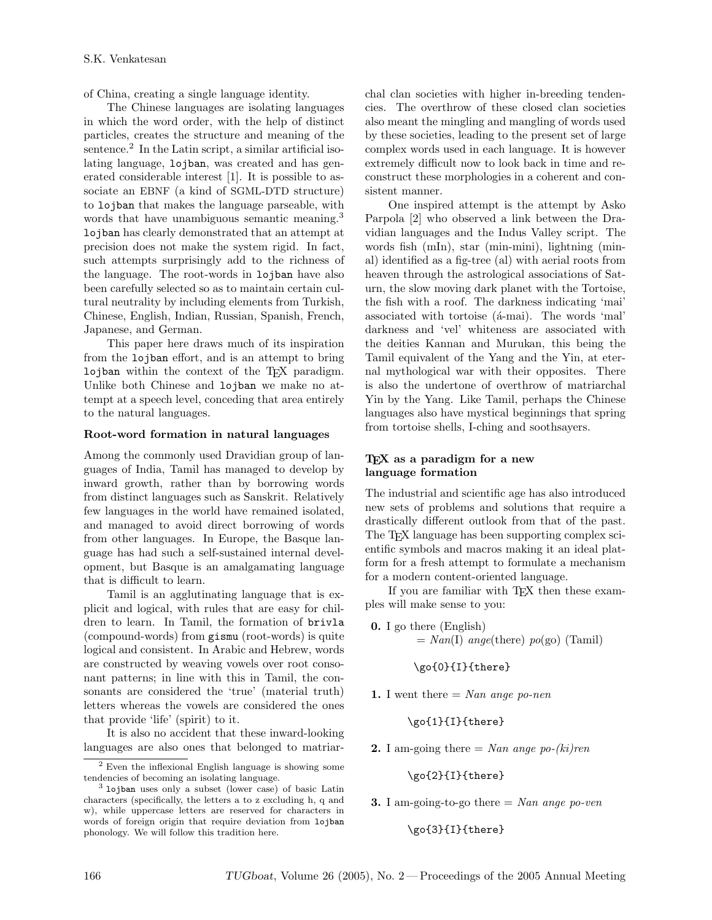of China, creating a single language identity.

The Chinese languages are isolating languages in which the word order, with the help of distinct particles, creates the structure and meaning of the sentence.[2] In the Latin script, a similar artificial isolating language, `lojban`, was created and has generated considerable interest [1]. It is possible to associate an EBNF (a kind of SGML-DTD structure) to `lojban` that makes the language parseable, with words that have unambiguous semantic meaning.[3] `lojban` has clearly demonstrated that an attempt at precision does not make the system rigid. In fact, such attempts surprisingly add to the richness of the language. The root-words in `lojban` have also been carefully selected so as to maintain certain cultural neutrality by including elements from Turkish, Chinese, English, Indian, Russian, Spanish, French, Japanese, and German.

This paper here draws much of its inspiration from the `lojban` effort, and is an attempt to bring `lojban` within the context of the TEX paradigm. Unlike both Chinese and `lojban` we make no attempt at a speech level, conceding that area entirely to the natural languages.

### Root-word formation in natural languages

Among the commonly used Dravidian group of languages of India, Tamil has managed to develop by inward growth, rather than by borrowing words from distinct languages such as Sanskrit. Relatively few languages in the world have remained isolated, and managed to avoid direct borrowing of words from other languages. In Europe, the Basque language has had such a self-sustained internal development, but Basque is an amalgamating language that is difficult to learn.

Tamil is an agglutinating language that is explicit and logical, with rules that are easy for children to learn. In Tamil, the formation of `brivla` (compound-words) from `gismu` (root-words) is quite logical and consistent. In Arabic and Hebrew, words are constructed by weaving vowels over root consonant patterns; in line with this in Tamil, the consonants are considered the 'true' (material truth) letters whereas the vowels are considered the ones that provide 'life' (spirit) to it.

It is also no accident that these inward-looking languages are also ones that belonged to matriarchal clan societies with higher in-breeding tendencies. The overthrow of these closed clan societies also meant the mingling and mangling of words used by these societies, leading to the present set of large complex words used in each language. It is however extremely difficult now to look back in time and reconstruct these morphologies in a coherent and consistent manner.

One inspired attempt is the attempt by Asko Parpola [2] who observed a link between the Dravidian languages and the Indus Valley script. The words fish (mIn), star (min-mini), lightning (min-al) identified as a fig-tree (al) with aerial roots from heaven through the astrological associations of Saturn, the slow moving dark planet with the Tortoise, the fish with a roof. The darkness indicating 'mai' associated with tortoise (á-mai). The words 'mal' darkness and 'vel' whiteness are associated with the deities Kannan and Murukan, this being the Tamil equivalent of the Yang and the Yin, at eternal mythological war with their opposites. There is also the undertone of overthrow of matriarchal Yin by the Yang. Like Tamil, perhaps the Chinese languages also have mystical beginnings that spring from tortoise shells, I-ching and soothsayers.

### TEX as a paradigm for a new language formation

The industrial and scientific age has also introduced new sets of problems and solutions that require a drastically different outlook from that of the past. The TEX language has been supporting complex scientific symbols and macros making it an ideal platform for a fresh attempt to formulate a mechanism for a modern content-oriented language.

If you are familiar with TEX then these examples will make sense to you:

**0.** I go there (English)
= *Nan*(I) *ange*(there) *po*(go) (Tamil)

```
\go{0}{I}{there}
```

**1.** I went there = *Nan ange po-nen*

```
\go{1}{I}{there}
```

**2.** I am-going there = *Nan ange po-(ki)ren*

```
\go{2}{I}{there}
```

**3.** I am-going-to-go there = *Nan ange po-ven*

```
\go{3}{I}{there}
```

---

[2] Even the inflexional English language is showing some tendencies of becoming an isolating language.

[3] `lojban` uses only a subset (lower case) of basic Latin characters (specifically, the letters a to z excluding h, q and w), while uppercase letters are reserved for characters in words of foreign origin that require deviation from `lojban` phonology. We will follow this tradition here.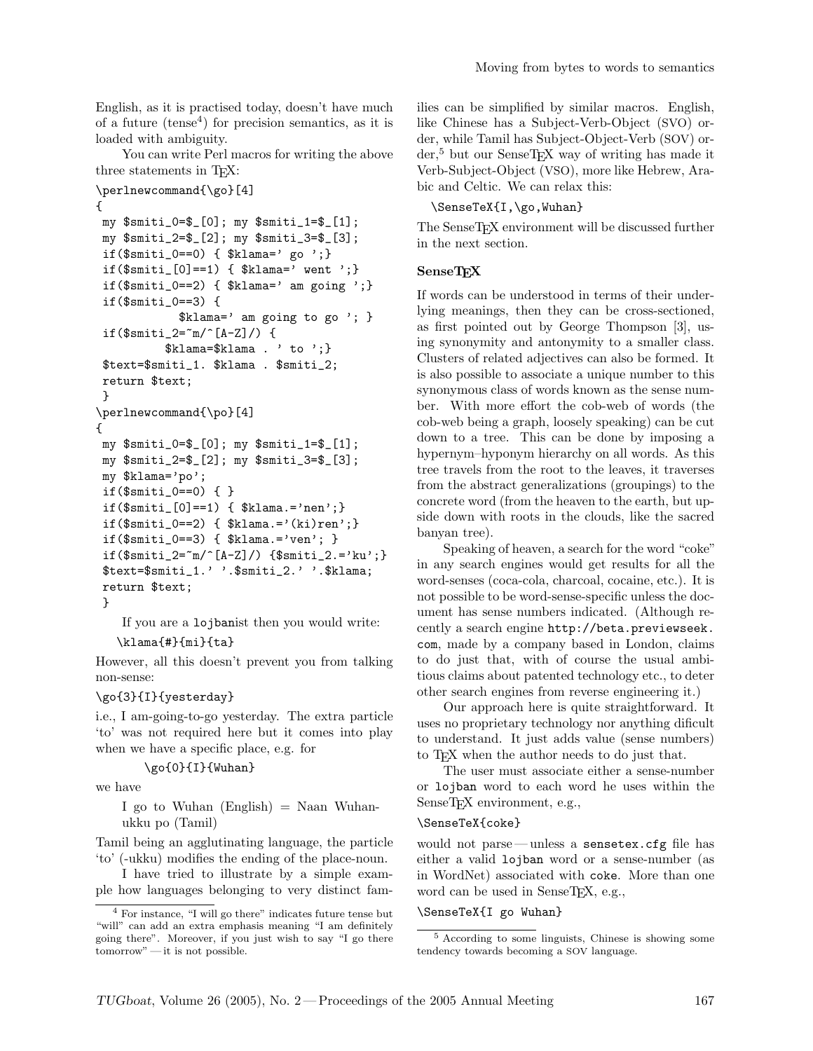English, as it is practised today, doesn't have much of a future (tense[4]) for precision semantics, as it is loaded with ambiguity.

You can write Perl macros for writing the above three statements in TEX:

```
\perlnewcommand{\go}[4]
{
 my $smiti_0=$_[0]; my $smiti_1=$_[1];
 my $smiti_2=$_[2]; my $smiti_3=$_[3];
 if($smiti_0==0) { $klama=' go ';}
 if($smiti_[0]==1) { $klama=' went ';}
 if($smiti_0==2) { $klama=' am going ';}
 if($smiti_0==3) {
            $klama=' am going to go '; }
 if($smiti_2=~m/^[A-Z]/) {
          $klama=$klama . ' to ';}
 $text=$smiti_1. $klama . $smiti_2;
 return $text;
 }
\perlnewcommand{\po}[4]
{
 my $smiti_0=$_[0]; my $smiti_1=$_[1];
 my $smiti_2=$_[2]; my $smiti_3=$_[3];
 my $klama='po';
 if($smiti_0==0) { }
 if($smiti_[0]==1) { $klama.='nen';}
 if($smiti_0==2) { $klama.='(ki)ren';}
 if($smiti_0==3) { $klama.='ven'; }
 if($smiti_2=~m/^[A-Z]/) {$smiti_2.='ku';}
 $text=$smiti_1.' '.$smiti_2.' '.$klama;
 return $text;
 }
```

If you are a lojbanist then you would write:

```
\klama{#}{mi}{ta}
```

However, all this doesn't prevent you from talking non-sense:

```
\go{3}{I}{yesterday}
```

i.e., I am-going-to-go yesterday. The extra particle 'to' was not required here but it comes into play when we have a specific place, e.g. for

```
\go{0}{I}{Wuhan}
```

we have

> I go to Wuhan (English) = Naan Wuhan-ukku po (Tamil)

Tamil being an agglutinating language, the particle 'to' (-ukku) modifies the ending of the place-noun.

I have tried to illustrate by a simple example how languages belonging to very distinct families can be simplified by similar macros. English, like Chinese has a Subject-Verb-Object (SVO) order, while Tamil has Subject-Object-Verb (SOV) order,[5] but our SenseTEX way of writing has made it Verb-Subject-Object (VSO), more like Hebrew, Arabic and Celtic. We can relax this:

```
\SenseTeX{I,\go,Wuhan}
```

The SenseTEX environment will be discussed further in the next section.

## SenseTEX

If words can be understood in terms of their underlying meanings, then they can be cross-sectioned, as first pointed out by George Thompson [3], using synonymity and antonymity to a smaller class. Clusters of related adjectives can also be formed. It is also possible to associate a unique number to this synonymous class of words known as the sense number. With more effort the cob-web of words (the cob-web being a graph, loosely speaking) can be cut down to a tree. This can be done by imposing a hypernym–hyponym hierarchy on all words. As this tree travels from the root to the leaves, it traverses from the abstract generalizations (groupings) to the concrete word (from the heaven to the earth, but upside down with roots in the clouds, like the sacred banyan tree).

Speaking of heaven, a search for the word "coke" in any search engines would get results for all the word-senses (coca-cola, charcoal, cocaine, etc.). It is not possible to be word-sense-specific unless the document has sense numbers indicated. (Although recently a search engine http://beta.previewseek.com, made by a company based in London, claims to do just that, with of course the usual ambitious claims about patented technology etc., to deter other search engines from reverse engineering it.)

Our approach here is quite straightforward. It uses no proprietary technology nor anything dificult to understand. It just adds value (sense numbers) to TEX when the author needs to do just that.

The user must associate either a sense-number or lojban word to each word he uses within the SenseTEX environment, e.g.,

```
\SenseTeX{coke}
```

would not parse — unless a sensetex.cfg file has either a valid lojban word or a sense-number (as in WordNet) associated with coke. More than one word can be used in SenseTEX, e.g.,

```
\SenseTeX{I go Wuhan}
```

---

[4] For instance, "I will go there" indicates future tense but "will" can add an extra emphasis meaning "I am definitely going there". Moreover, if you just wish to say "I go there tomorrow" — it is not possible.

[5] According to some linguists, Chinese is showing some tendency towards becoming a SOV language.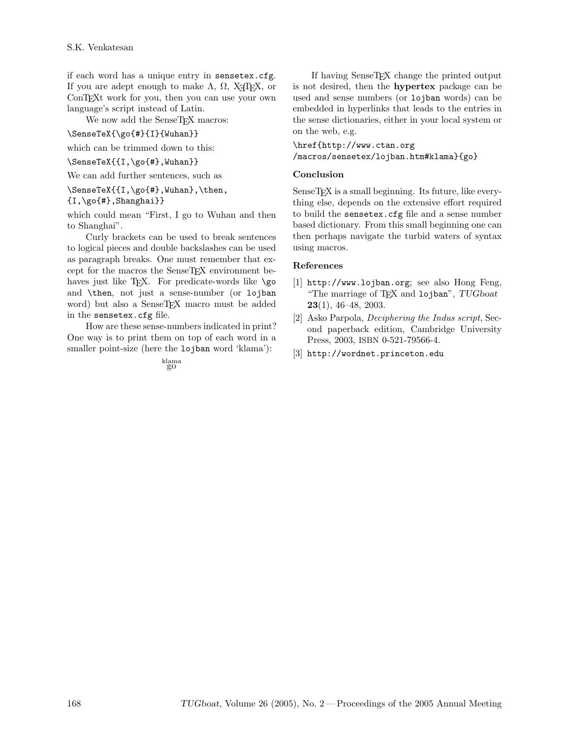if each word has a unique entry in `sensetex.cfg`. If you are adept enough to make Λ, Ω, XeTeX, or ConTeXt work for you, then you can use your own language's script instead of Latin.

We now add the SenseTeX macros:

```
\SenseTeX{\go{#}{I}{Wuhan}}
```

which can be trimmed down to this:

```
\SenseTeX{{I,\go{#},Wuhan}}
```

We can add further sentences, such as

```
\SenseTeX{{I,\go{#},Wuhan},\then,
{I,\go{#},Shanghai}}
```

which could mean "First, I go to Wuhan and then to Shanghai".

Curly brackets can be used to break sentences to logical pieces and double backslashes can be used as paragraph breaks. One must remember that except for the macros the SenseTeX environment behaves just like TeX. For predicate-words like `\go` and `\then`, not just a sense-number (or `lojban` word) but also a SenseTeX macro must be added in the `sensetex.cfg` file.

How are these sense-numbers indicated in print? One way is to print them on top of each word in a smaller point-size (here the `lojban` word 'klama'):

$$\overset{\text{klama}}{\text{go}}$$

If having SenseTeX change the printed output is not desired, then the **hypertex** package can be used and sense numbers (or `lojban` words) can be embedded in hyperlinks that leads to the entries in the sense dictionaries, either in your local system or on the web, e.g.

```
\href{http://www.ctan.org
/macros/sensetex/lojban.htm#klama}{go}
```

### Conclusion

SenseTeX is a small beginning. Its future, like everything else, depends on the extensive effort required to build the `sensetex.cfg` file and a sense number based dictionary. From this small beginning one can then perhaps navigate the turbid waters of syntax using macros.

### References

[1] `http://www.lojban.org`; see also Hong Feng, "The marriage of TeX and `lojban`", *TUGboat* **23**(1), 46–48, 2003.

[2] Asko Parpola, *Deciphering the Indus script*, Second paperback edition, Cambridge University Press, 2003, ISBN 0-521-79566-4.

[3] `http://wordnet.princeton.edu`